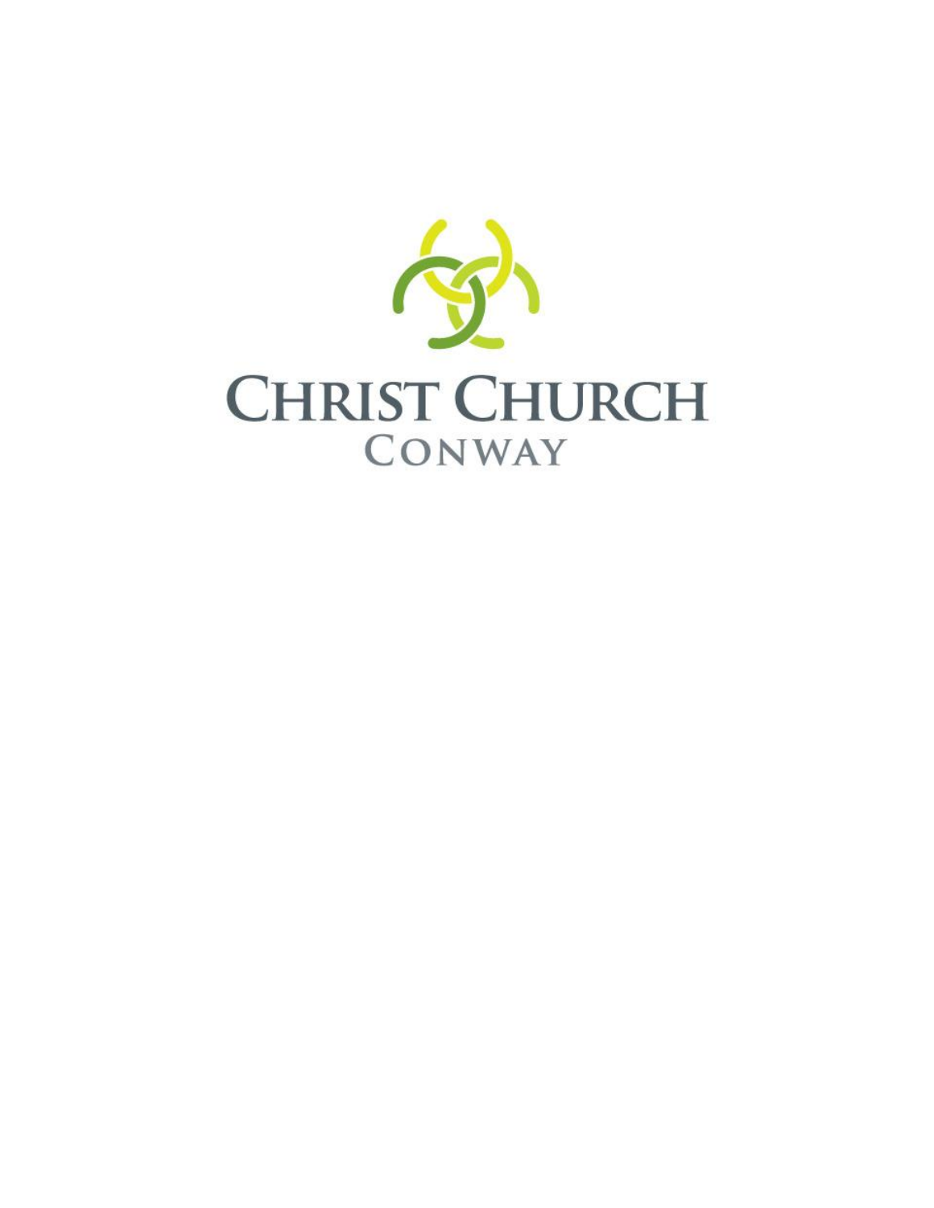# CHRIST CHURCH

## CONWAY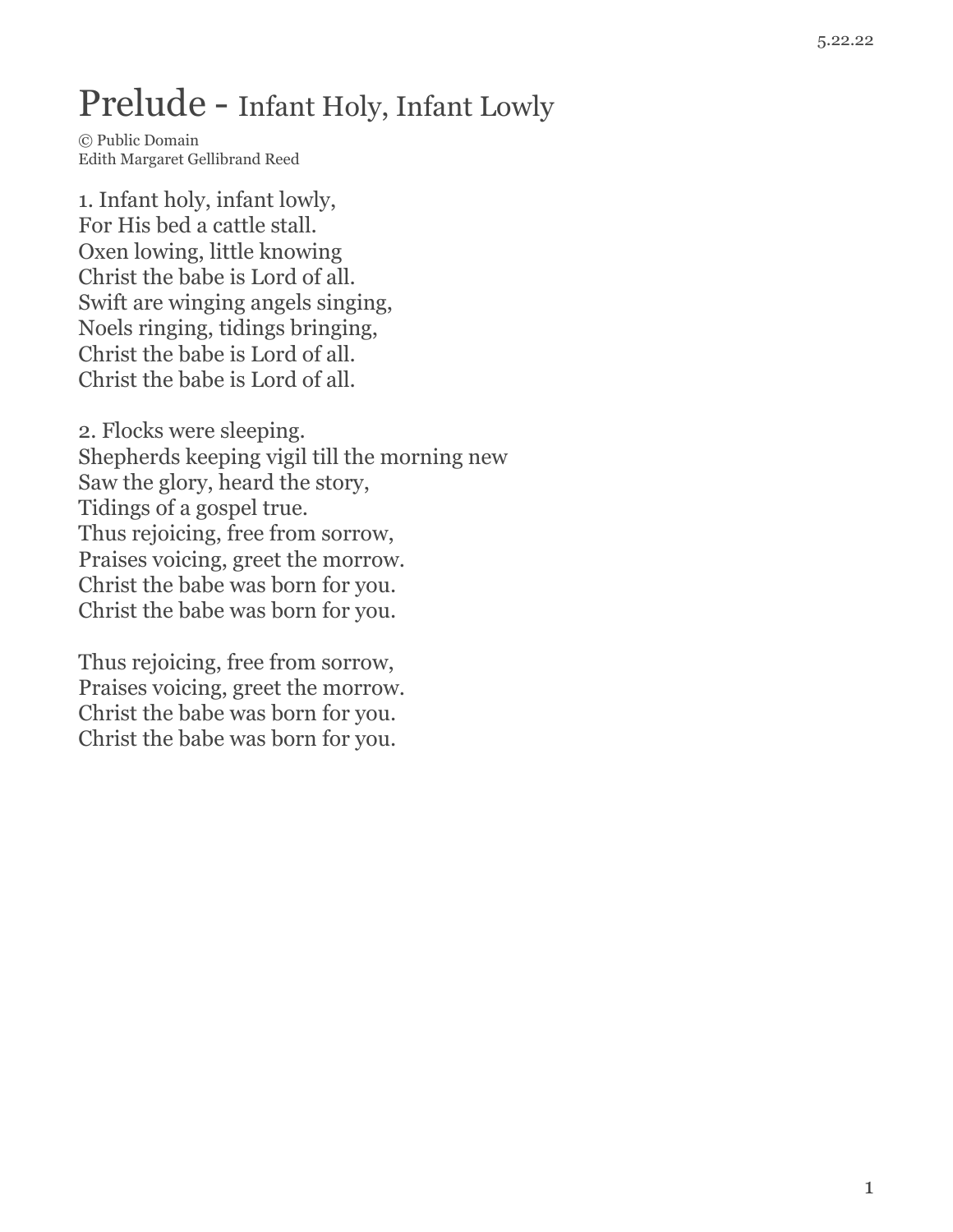# Prelude - Infant Holy, Infant Lowly

© Public Domain
Edith Margaret Gellibrand Reed

1. Infant holy, infant lowly,
For His bed a cattle stall.
Oxen lowing, little knowing
Christ the babe is Lord of all.
Swift are winging angels singing,
Noels ringing, tidings bringing,
Christ the babe is Lord of all.
Christ the babe is Lord of all.

2. Flocks were sleeping.
Shepherds keeping vigil till the morning new
Saw the glory, heard the story,
Tidings of a gospel true.
Thus rejoicing, free from sorrow,
Praises voicing, greet the morrow.
Christ the babe was born for you.
Christ the babe was born for you.

Thus rejoicing, free from sorrow,
Praises voicing, greet the morrow.
Christ the babe was born for you.
Christ the babe was born for you.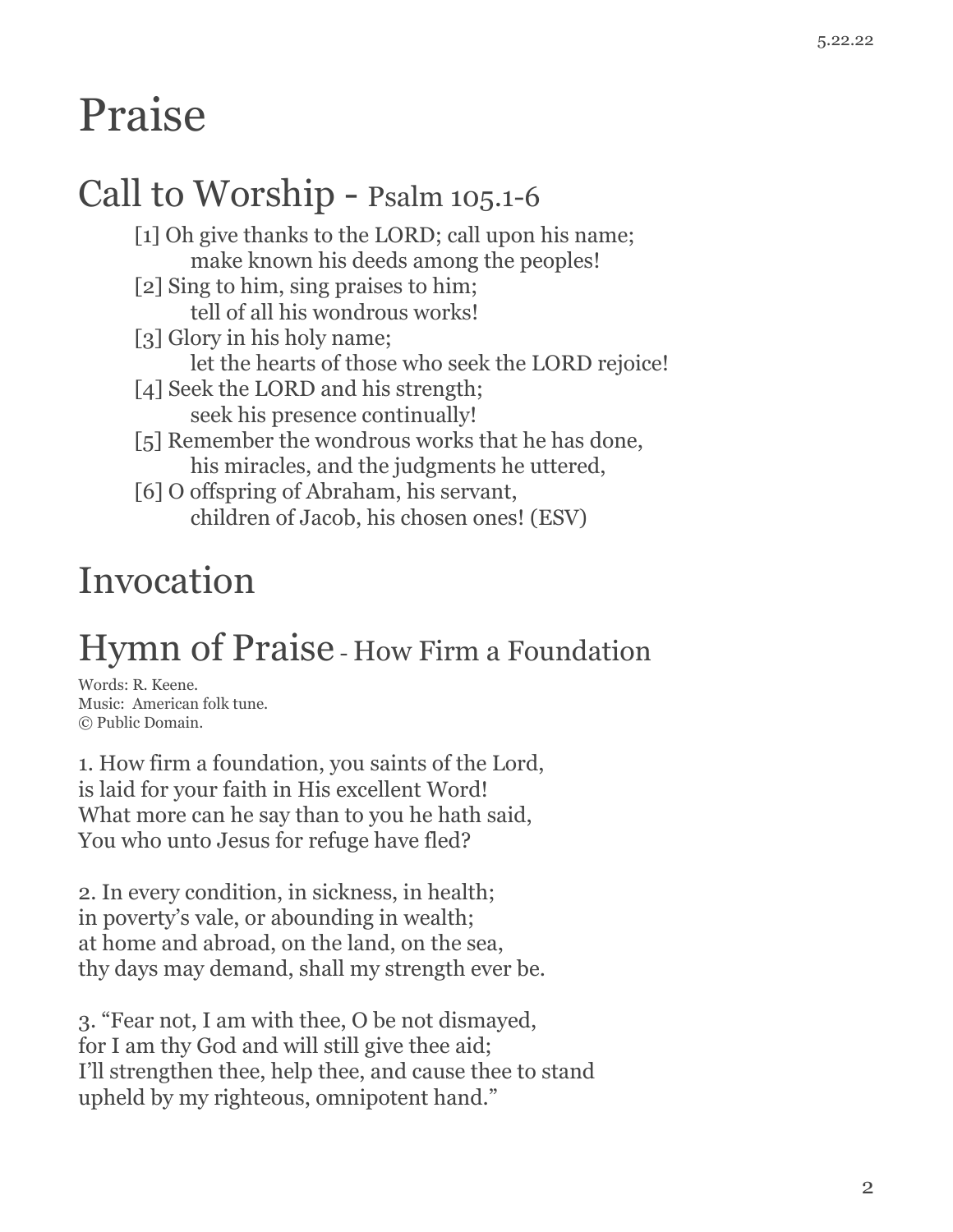# Praise

## Call to Worship - Psalm 105.1-6

[1] Oh give thanks to the LORD; call upon his name;
make known his deeds among the peoples!
[2] Sing to him, sing praises to him;
tell of all his wondrous works!
[3] Glory in his holy name;
let the hearts of those who seek the LORD rejoice!
[4] Seek the LORD and his strength;
seek his presence continually!
[5] Remember the wondrous works that he has done,
his miracles, and the judgments he uttered,
[6] O offspring of Abraham, his servant,
children of Jacob, his chosen ones! (ESV)

## Invocation

## Hymn of Praise - How Firm a Foundation

Words: R. Keene.
Music: American folk tune.
© Public Domain.

1. How firm a foundation, you saints of the Lord,
is laid for your faith in His excellent Word!
What more can he say than to you he hath said,
You who unto Jesus for refuge have fled?

2. In every condition, in sickness, in health;
in poverty's vale, or abounding in wealth;
at home and abroad, on the land, on the sea,
thy days may demand, shall my strength ever be.

3. "Fear not, I am with thee, O be not dismayed,
for I am thy God and will still give thee aid;
I'll strengthen thee, help thee, and cause thee to stand
upheld by my righteous, omnipotent hand."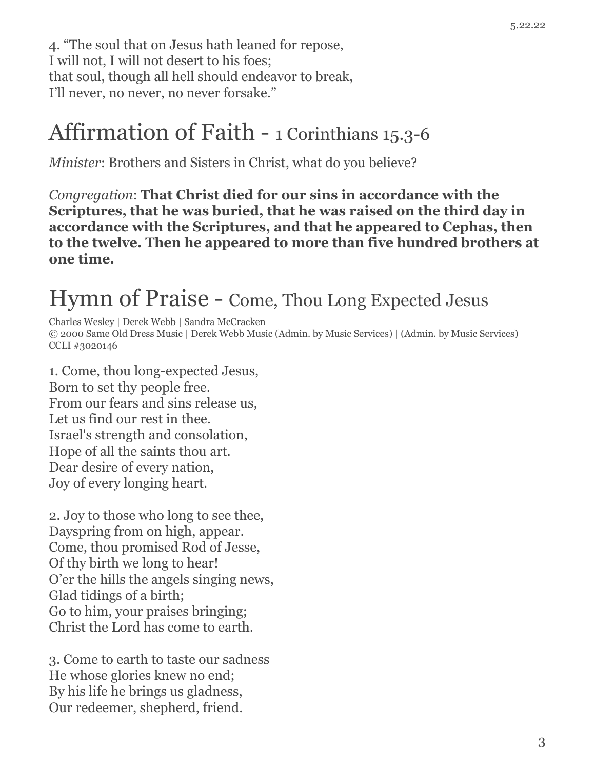4. “The soul that on Jesus hath leaned for repose,
I will not, I will not desert to his foes;
that soul, though all hell should endeavor to break,
I’ll never, no never, no never forsake.”

# Affirmation of Faith - 1 Corinthians 15.3-6

*Minister*: Brothers and Sisters in Christ, what do you believe?

*Congregation*: **That Christ died for our sins in accordance with the Scriptures, that he was buried, that he was raised on the third day in accordance with the Scriptures, and that he appeared to Cephas, then to the twelve. Then he appeared to more than five hundred brothers at one time.**

# Hymn of Praise - Come, Thou Long Expected Jesus

Charles Wesley | Derek Webb | Sandra McCracken
© 2000 Same Old Dress Music | Derek Webb Music (Admin. by Music Services) | (Admin. by Music Services)
CCLI #3020146

1. Come, thou long-expected Jesus,
Born to set thy people free.
From our fears and sins release us,
Let us find our rest in thee.
Israel's strength and consolation,
Hope of all the saints thou art.
Dear desire of every nation,
Joy of every longing heart.

2. Joy to those who long to see thee,
Dayspring from on high, appear.
Come, thou promised Rod of Jesse,
Of thy birth we long to hear!
O’er the hills the angels singing news,
Glad tidings of a birth;
Go to him, your praises bringing;
Christ the Lord has come to earth.

3. Come to earth to taste our sadness
He whose glories knew no end;
By his life he brings us gladness,
Our redeemer, shepherd, friend.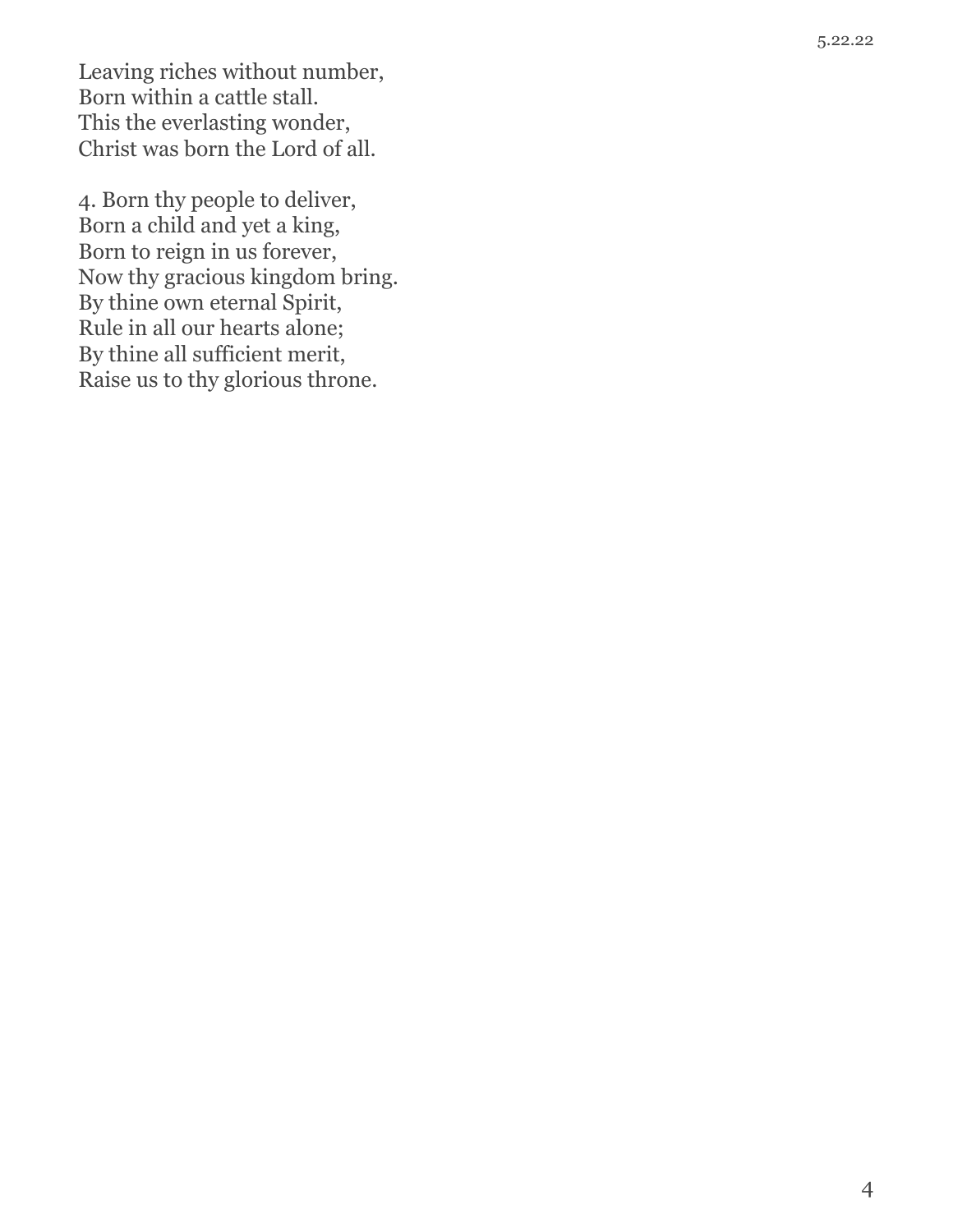Leaving riches without number,
Born within a cattle stall.
This the everlasting wonder,
Christ was born the Lord of all.

4. Born thy people to deliver,
Born a child and yet a king,
Born to reign in us forever,
Now thy gracious kingdom bring.
By thine own eternal Spirit,
Rule in all our hearts alone;
By thine all sufficient merit,
Raise us to thy glorious throne.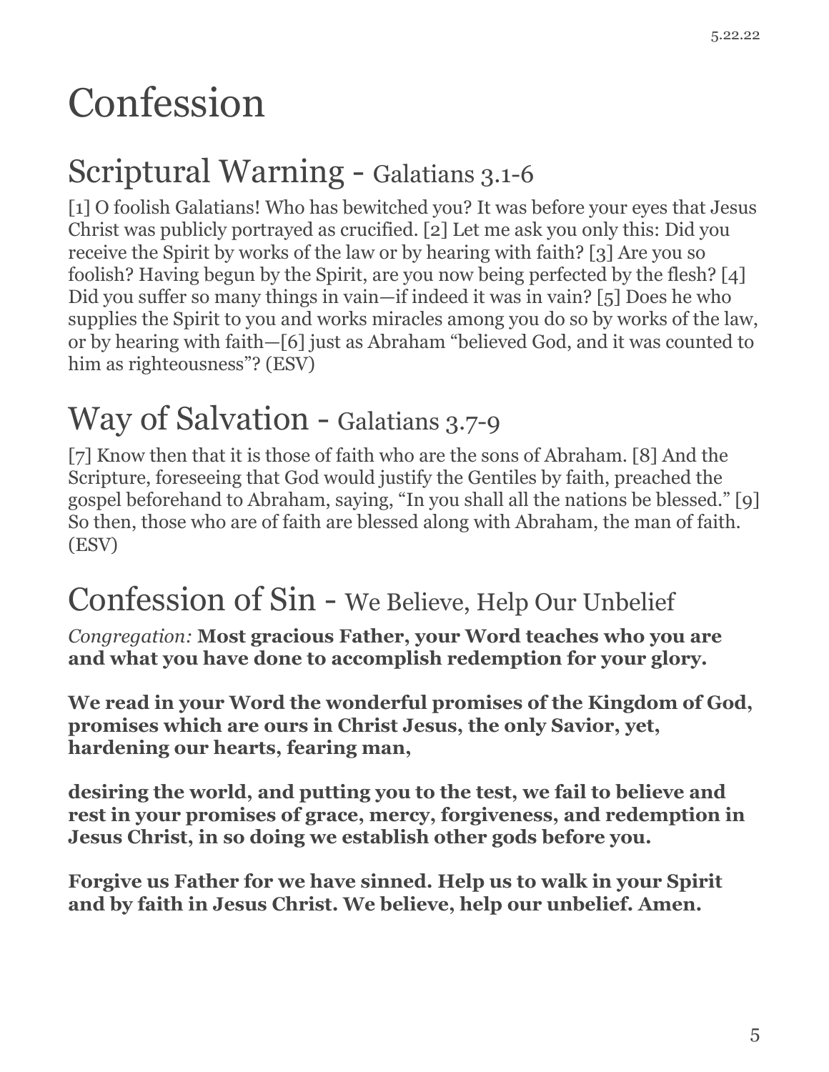# Confession

## Scriptural Warning - Galatians 3.1-6

[1] O foolish Galatians! Who has bewitched you? It was before your eyes that Jesus Christ was publicly portrayed as crucified. [2] Let me ask you only this: Did you receive the Spirit by works of the law or by hearing with faith? [3] Are you so foolish? Having begun by the Spirit, are you now being perfected by the flesh? [4] Did you suffer so many things in vain—if indeed it was in vain? [5] Does he who supplies the Spirit to you and works miracles among you do so by works of the law, or by hearing with faith—[6] just as Abraham "believed God, and it was counted to him as righteousness"? (ESV)

## Way of Salvation - Galatians 3.7-9

[7] Know then that it is those of faith who are the sons of Abraham. [8] And the Scripture, foreseeing that God would justify the Gentiles by faith, preached the gospel beforehand to Abraham, saying, "In you shall all the nations be blessed." [9] So then, those who are of faith are blessed along with Abraham, the man of faith. (ESV)

## Confession of Sin - We Believe, Help Our Unbelief

*Congregation:* **Most gracious Father, your Word teaches who you are and what you have done to accomplish redemption for your glory.**

**We read in your Word the wonderful promises of the Kingdom of God, promises which are ours in Christ Jesus, the only Savior, yet, hardening our hearts, fearing man,**

**desiring the world, and putting you to the test, we fail to believe and rest in your promises of grace, mercy, forgiveness, and redemption in Jesus Christ, in so doing we establish other gods before you.**

**Forgive us Father for we have sinned. Help us to walk in your Spirit and by faith in Jesus Christ. We believe, help our unbelief. Amen.**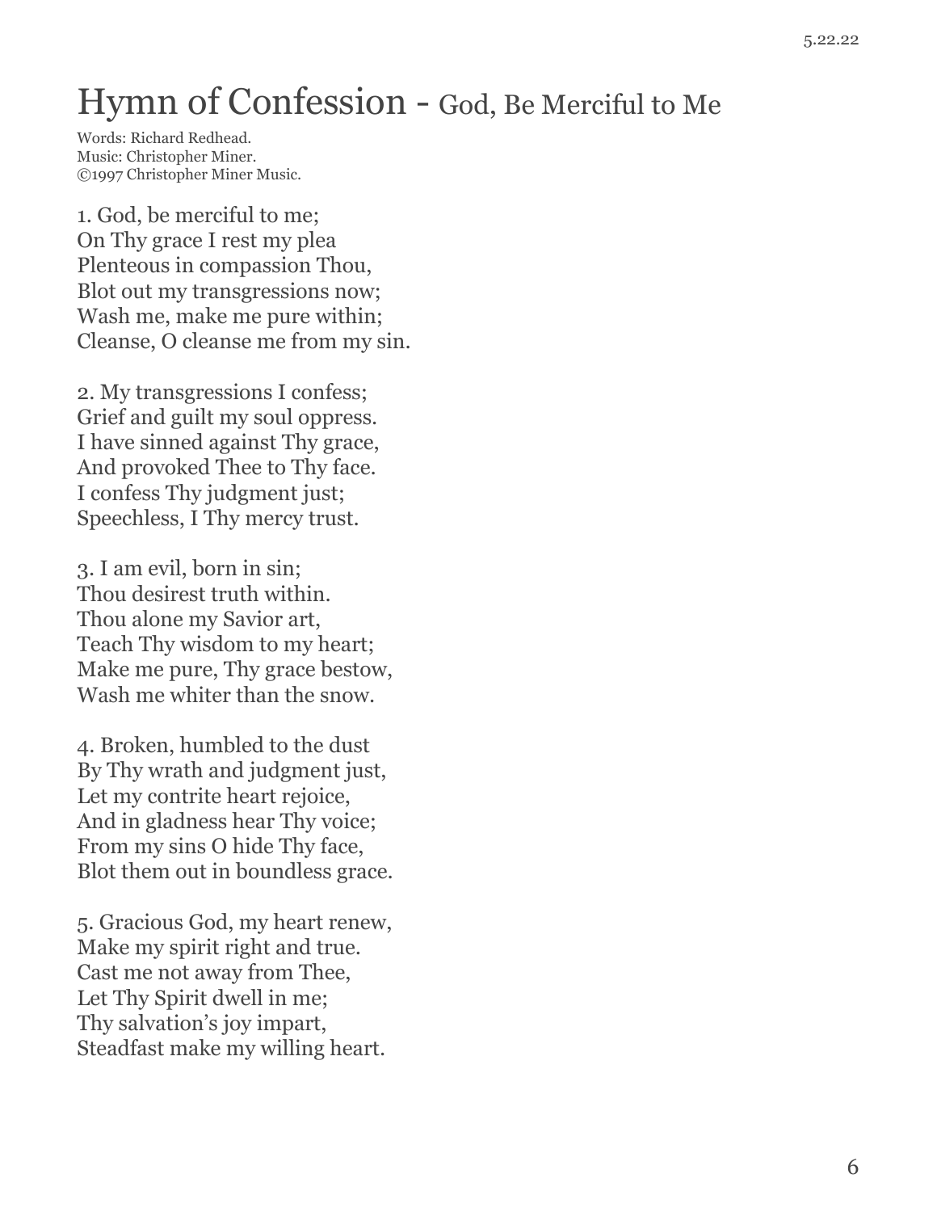# Hymn of Confession - God, Be Merciful to Me

Words: Richard Redhead.
Music: Christopher Miner.
©1997 Christopher Miner Music.

1. God, be merciful to me;
On Thy grace I rest my plea
Plenteous in compassion Thou,
Blot out my transgressions now;
Wash me, make me pure within;
Cleanse, O cleanse me from my sin.

2. My transgressions I confess;
Grief and guilt my soul oppress.
I have sinned against Thy grace,
And provoked Thee to Thy face.
I confess Thy judgment just;
Speechless, I Thy mercy trust.

3. I am evil, born in sin;
Thou desirest truth within.
Thou alone my Savior art,
Teach Thy wisdom to my heart;
Make me pure, Thy grace bestow,
Wash me whiter than the snow.

4. Broken, humbled to the dust
By Thy wrath and judgment just,
Let my contrite heart rejoice,
And in gladness hear Thy voice;
From my sins O hide Thy face,
Blot them out in boundless grace.

5. Gracious God, my heart renew,
Make my spirit right and true.
Cast me not away from Thee,
Let Thy Spirit dwell in me;
Thy salvation's joy impart,
Steadfast make my willing heart.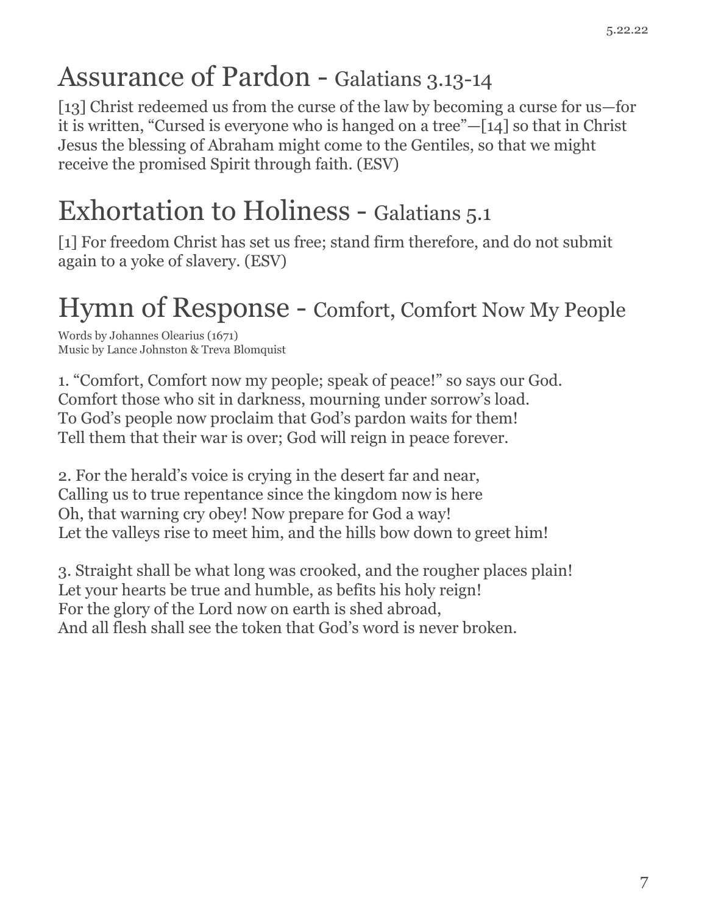# Assurance of Pardon - Galatians 3.13-14

[13] Christ redeemed us from the curse of the law by becoming a curse for us—for it is written, "Cursed is everyone who is hanged on a tree"—[14] so that in Christ Jesus the blessing of Abraham might come to the Gentiles, so that we might receive the promised Spirit through faith. (ESV)

# Exhortation to Holiness - Galatians 5.1

[1] For freedom Christ has set us free; stand firm therefore, and do not submit again to a yoke of slavery. (ESV)

# Hymn of Response - Comfort, Comfort Now My People

Words by Johannes Olearius (1671)
Music by Lance Johnston & Treva Blomquist

1. "Comfort, Comfort now my people; speak of peace!" so says our God.
Comfort those who sit in darkness, mourning under sorrow's load.
To God's people now proclaim that God's pardon waits for them!
Tell them that their war is over; God will reign in peace forever.

2. For the herald's voice is crying in the desert far and near,
Calling us to true repentance since the kingdom now is here
Oh, that warning cry obey! Now prepare for God a way!
Let the valleys rise to meet him, and the hills bow down to greet him!

3. Straight shall be what long was crooked, and the rougher places plain!
Let your hearts be true and humble, as befits his holy reign!
For the glory of the Lord now on earth is shed abroad,
And all flesh shall see the token that God's word is never broken.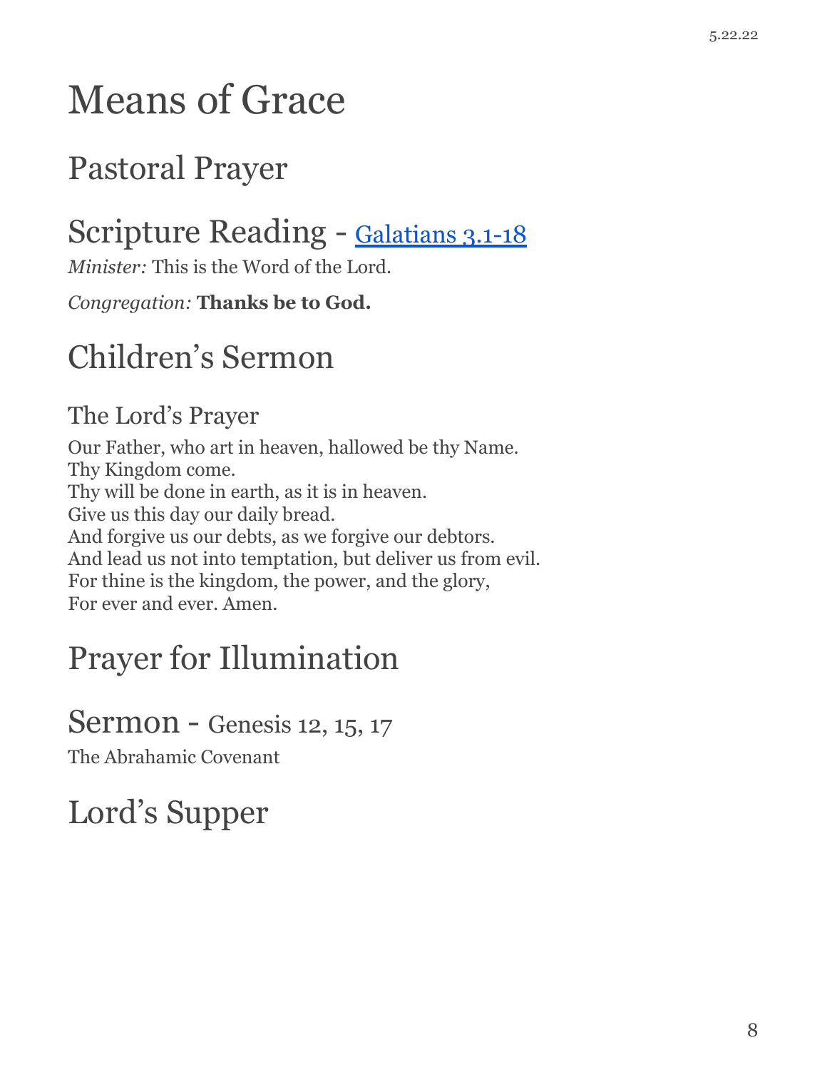# Means of Grace

## Pastoral Prayer

## Scripture Reading - [Galatians 3.1-18]

*Minister:* This is the Word of the Lord.

*Congregation:* **Thanks be to God.**

## Children's Sermon

### The Lord's Prayer

Our Father, who art in heaven, hallowed be thy Name.
Thy Kingdom come.
Thy will be done in earth, as it is in heaven.
Give us this day our daily bread.
And forgive us our debts, as we forgive our debtors.
And lead us not into temptation, but deliver us from evil.
For thine is the kingdom, the power, and the glory,
For ever and ever. Amen.

## Prayer for Illumination

## Sermon - Genesis 12, 15, 17

The Abrahamic Covenant

## Lord's Supper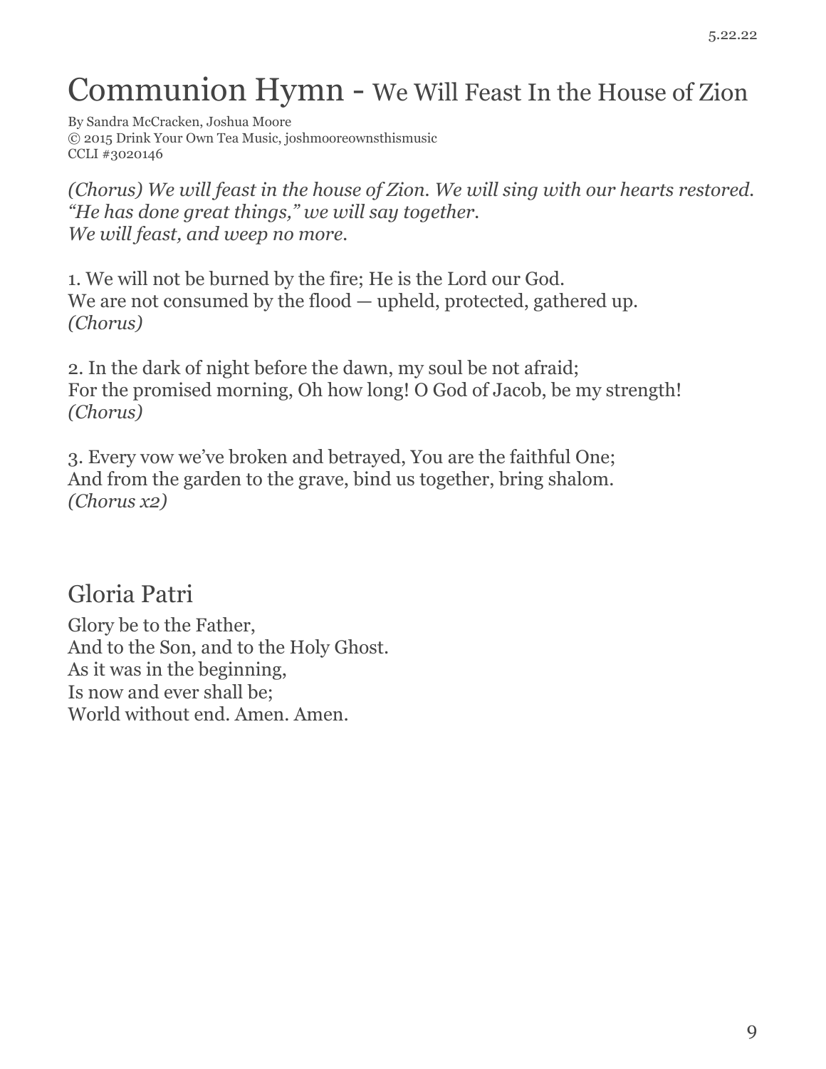# Communion Hymn - We Will Feast In the House of Zion

By Sandra McCracken, Joshua Moore
© 2015 Drink Your Own Tea Music, joshmooreownsthismusic
CCLI #3020146

*(Chorus) We will feast in the house of Zion. We will sing with our hearts restored.*
*"He has done great things," we will say together.*
*We will feast, and weep no more.*

1. We will not be burned by the fire; He is the Lord our God.
We are not consumed by the flood — upheld, protected, gathered up.
*(Chorus)*

2. In the dark of night before the dawn, my soul be not afraid;
For the promised morning, Oh how long! O God of Jacob, be my strength!
*(Chorus)*

3. Every vow we've broken and betrayed, You are the faithful One;
And from the garden to the grave, bind us together, bring shalom.
*(Chorus x2)*

# Gloria Patri

Glory be to the Father,
And to the Son, and to the Holy Ghost.
As it was in the beginning,
Is now and ever shall be;
World without end. Amen. Amen.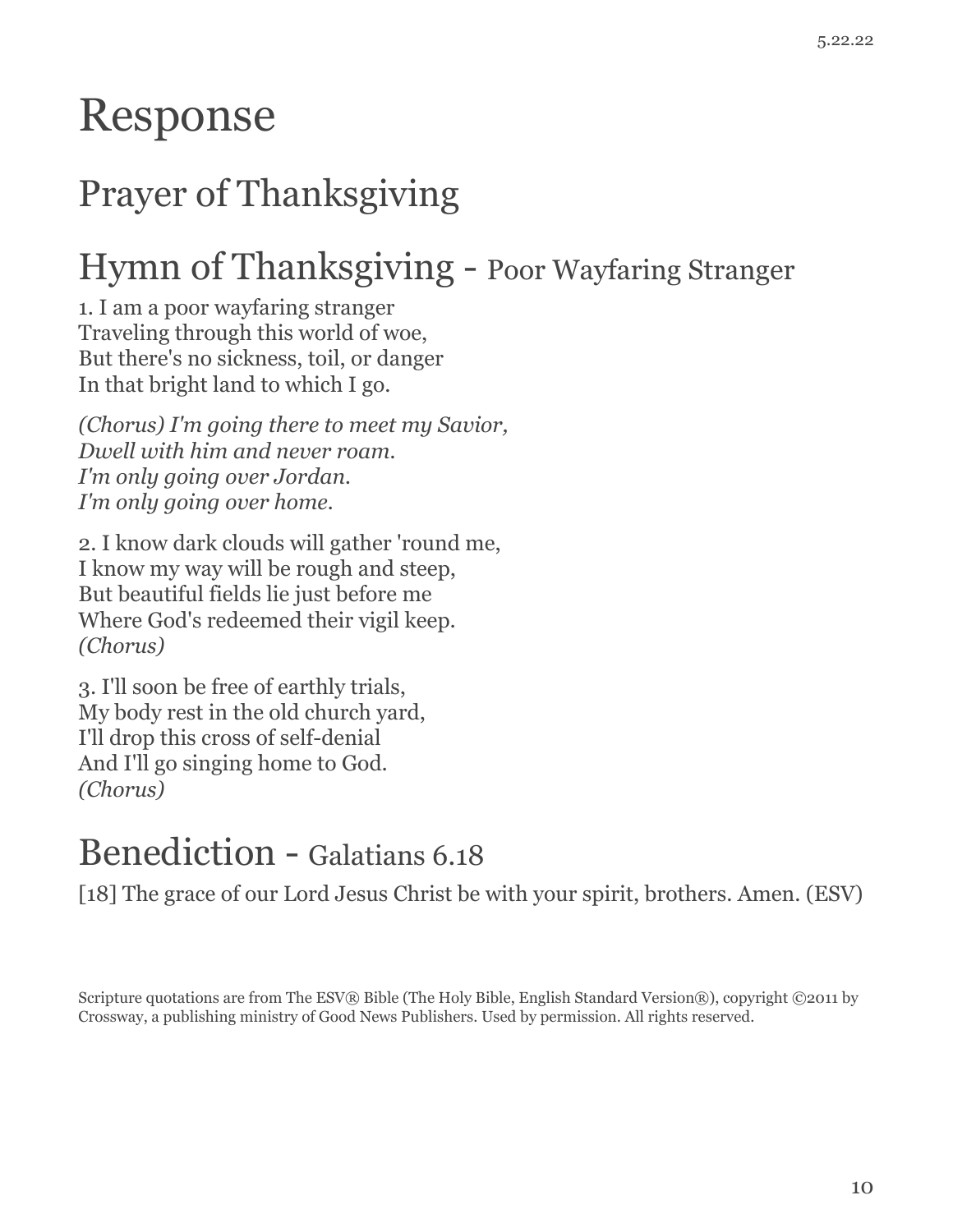# Response

## Prayer of Thanksgiving

## Hymn of Thanksgiving - Poor Wayfaring Stranger

1. I am a poor wayfaring stranger
Traveling through this world of woe,
But there's no sickness, toil, or danger
In that bright land to which I go.

*(Chorus) I'm going there to meet my Savior,*
*Dwell with him and never roam.*
*I'm only going over Jordan.*
*I'm only going over home.*

2. I know dark clouds will gather 'round me,
I know my way will be rough and steep,
But beautiful fields lie just before me
Where God's redeemed their vigil keep.
*(Chorus)*

3. I'll soon be free of earthly trials,
My body rest in the old church yard,
I'll drop this cross of self-denial
And I'll go singing home to God.
*(Chorus)*

## Benediction - Galatians 6.18

[18] The grace of our Lord Jesus Christ be with your spirit, brothers. Amen. (ESV)

Scripture quotations are from The ESV® Bible (The Holy Bible, English Standard Version®), copyright ©2011 by Crossway, a publishing ministry of Good News Publishers. Used by permission. All rights reserved.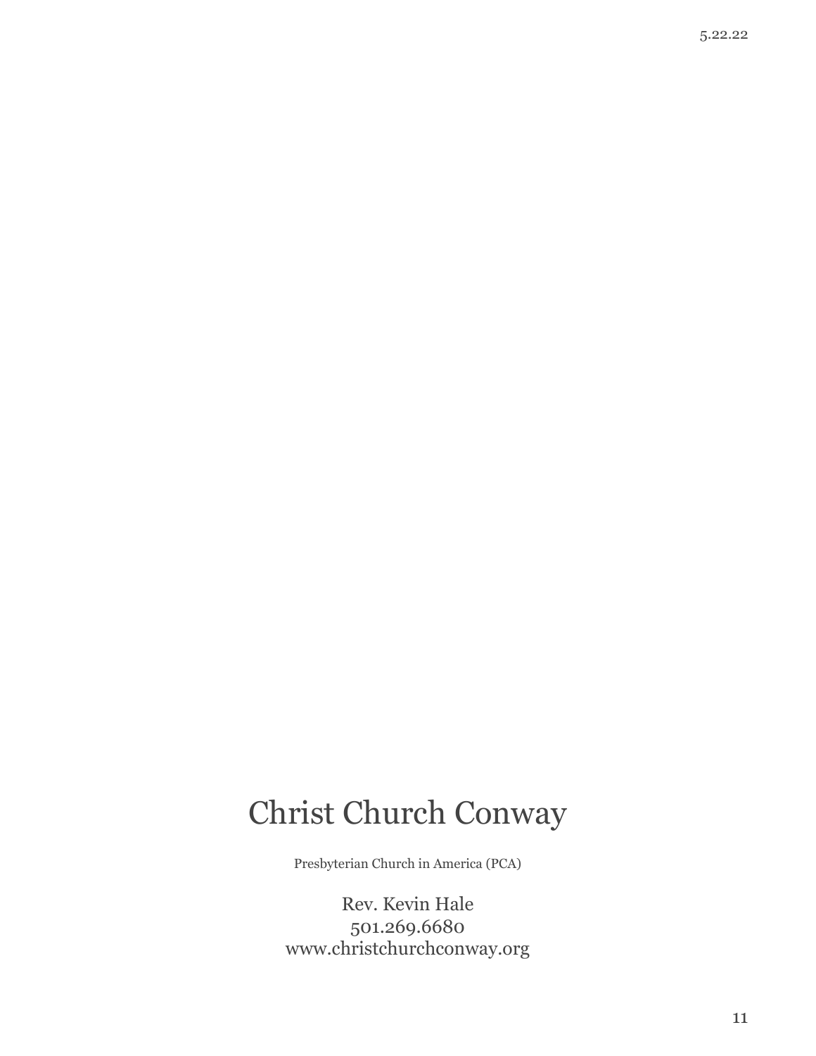# Christ Church Conway

Presbyterian Church in America (PCA)

Rev. Kevin Hale
501.269.6680
www.christchurchconway.org